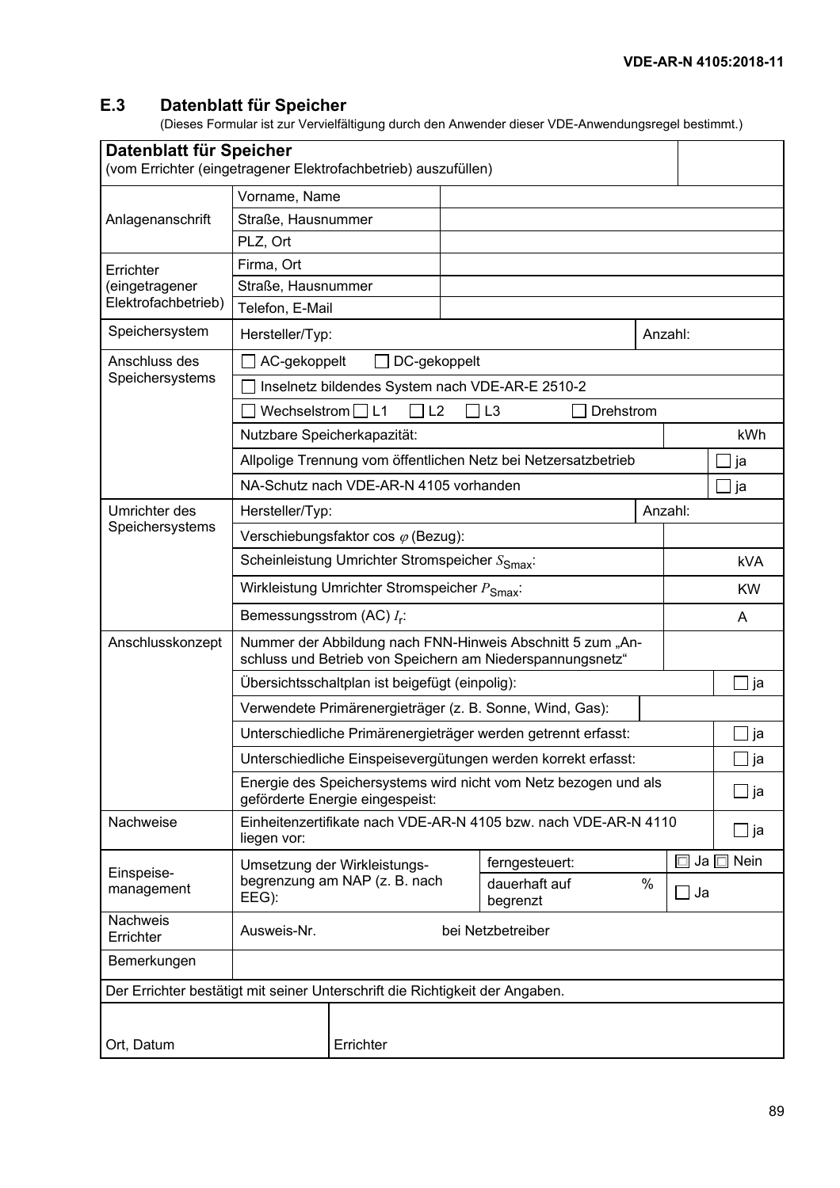## E.3 Datenblatt für Speicher

(Dieses Formular ist zur Vervielfältigung durch den Anwender dieser VDE-Anwendungsregel bestimmt.)

| **Datenblatt für Speicher**<br>(vom Errichter (eingetragener Elektrofachbetrieb) auszufüllen) | | | |
|---|---|---|---|
| Anlagenanschrift | Vorname, Name | | |
| | Straße, Hausnummer | | |
| | PLZ, Ort | | |
| Errichter (eingetragener Elektrofachbetrieb) | Firma, Ort | | |
| | Straße, Hausnummer | | |
| | Telefon, E-Mail | | |
| Speichersystem | Hersteller/Typ: | | Anzahl: |
| Anschluss des Speichersystems | ☐ AC-gekoppelt ☐ DC-gekoppelt | | |
| | ☐ Inselnetz bildendes System nach VDE-AR-E 2510-2 | | |
| | ☐ Wechselstrom ☐ L1 ☐ L2 ☐ L3 ☐ Drehstrom | | |
| | Nutzbare Speicherkapazität: | | kWh |
| | Allpolige Trennung vom öffentlichen Netz bei Netzersatzbetrieb | | ☐ ja |
| | NA-Schutz nach VDE-AR-N 4105 vorhanden | | ☐ ja |
| Umrichter des Speichersystems | Hersteller/Typ: | | Anzahl: |
| | Verschiebungsfaktor cos $\varphi$ (Bezug): | | |
| | Scheinleistung Umrichter Stromspeicher $S_{\text{Smax}}$: | | kVA |
| | Wirkleistung Umrichter Stromspeicher $P_{\text{Smax}}$: | | KW |
| | Bemessungsstrom (AC) $I_r$: | | A |
| Anschlusskonzept | Nummer der Abbildung nach FNN-Hinweis Abschnitt 5 zum „Anschluss und Betrieb von Speichern am Niederspannungsnetz“ | | |
| | Übersichtsschaltplan ist beigefügt (einpolig): | | ☐ ja |
| | Verwendete Primärenergieträger (z. B. Sonne, Wind, Gas): | | |
| | Unterschiedliche Primärenergieträger werden getrennt erfasst: | | ☐ ja |
| | Unterschiedliche Einspeisevergütungen werden korrekt erfasst: | | ☐ ja |
| | Energie des Speichersystems wird nicht vom Netz bezogen und als geförderte Energie eingespeist: | | ☐ ja |
| Nachweise | Einheitenzertifikate nach VDE-AR-N 4105 bzw. nach VDE-AR-N 4110 liegen vor: | | ☐ ja |
| Einspeise-management | Umsetzung der Wirkleistungs-begrenzung am NAP (z. B. nach EEG): | ferngesteuert: | ☐ Ja ☐ Nein |
| | | dauerhaft auf % begrenzt | ☐ Ja |
| Nachweis Errichter | Ausweis-Nr. | bei Netzbetreiber | |
| Bemerkungen | | | |
| Der Errichter bestätigt mit seiner Unterschrift die Richtigkeit der Angaben. | | | |
| Ort, Datum | Errichter | | |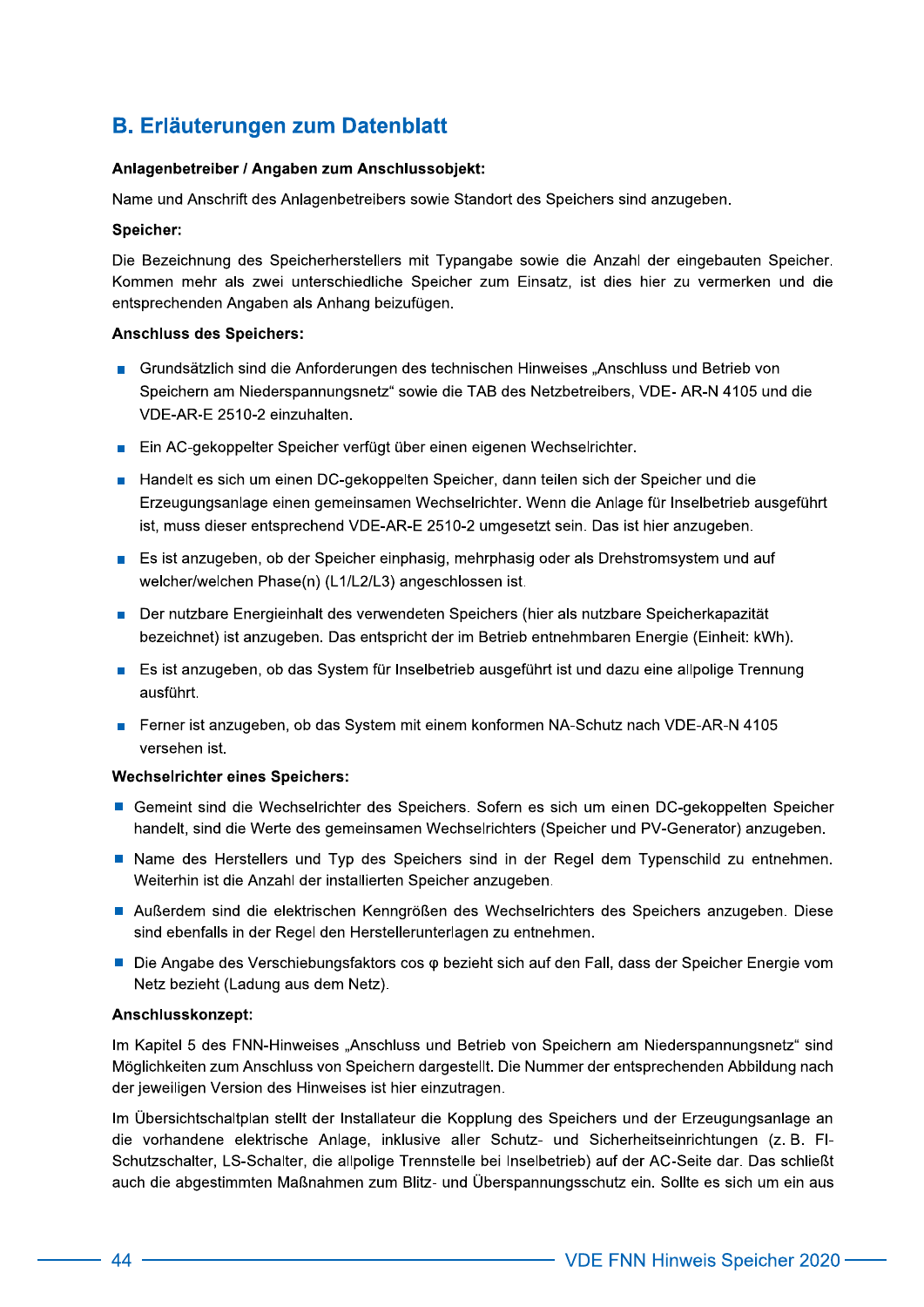## B. Erläuterungen zum Datenblatt

**Anlagenbetreiber / Angaben zum Anschlussobjekt:**

Name und Anschrift des Anlagenbetreibers sowie Standort des Speichers sind anzugeben.

**Speicher:**

Die Bezeichnung des Speicherherstellers mit Typangabe sowie die Anzahl der eingebauten Speicher. Kommen mehr als zwei unterschiedliche Speicher zum Einsatz, ist dies hier zu vermerken und die entsprechenden Angaben als Anhang beizufügen.

**Anschluss des Speichers:**

- Grundsätzlich sind die Anforderungen des technischen Hinweises „Anschluss und Betrieb von Speichern am Niederspannungsnetz" sowie die TAB des Netzbetreibers, VDE- AR-N 4105 und die VDE-AR-E 2510-2 einzuhalten.
- Ein AC-gekoppelter Speicher verfügt über einen eigenen Wechselrichter.
- Handelt es sich um einen DC-gekoppelten Speicher, dann teilen sich der Speicher und die Erzeugungsanlage einen gemeinsamen Wechselrichter. Wenn die Anlage für Inselbetrieb ausgeführt ist, muss dieser entsprechend VDE-AR-E 2510-2 umgesetzt sein. Das ist hier anzugeben.
- Es ist anzugeben, ob der Speicher einphasig, mehrphasig oder als Drehstromsystem und auf welcher/welchen Phase(n) (L1/L2/L3) angeschlossen ist.
- Der nutzbare Energieinhalt des verwendeten Speichers (hier als nutzbare Speicherkapazität bezeichnet) ist anzugeben. Das entspricht der im Betrieb entnehmbaren Energie (Einheit: kWh).
- Es ist anzugeben, ob das System für Inselbetrieb ausgeführt ist und dazu eine allpolige Trennung ausführt.
- Ferner ist anzugeben, ob das System mit einem konformen NA-Schutz nach VDE-AR-N 4105 versehen ist.

**Wechselrichter eines Speichers:**

- Gemeint sind die Wechselrichter des Speichers. Sofern es sich um einen DC-gekoppelten Speicher handelt, sind die Werte des gemeinsamen Wechselrichters (Speicher und PV-Generator) anzugeben.
- Name des Herstellers und Typ des Speichers sind in der Regel dem Typenschild zu entnehmen. Weiterhin ist die Anzahl der installierten Speicher anzugeben.
- Außerdem sind die elektrischen Kenngrößen des Wechselrichters des Speichers anzugeben. Diese sind ebenfalls in der Regel den Herstellerunterlagen zu entnehmen.
- Die Angabe des Verschiebungsfaktors cos φ bezieht sich auf den Fall, dass der Speicher Energie vom Netz bezieht (Ladung aus dem Netz).

**Anschlusskonzept:**

Im Kapitel 5 des FNN-Hinweises „Anschluss und Betrieb von Speichern am Niederspannungsnetz" sind Möglichkeiten zum Anschluss von Speichern dargestellt. Die Nummer der entsprechenden Abbildung nach der jeweiligen Version des Hinweises ist hier einzutragen.

Im Übersichtschaltplan stellt der Installateur die Kopplung des Speichers und der Erzeugungsanlage an die vorhandene elektrische Anlage, inklusive aller Schutz- und Sicherheitseinrichtungen (z. B. FI-Schutzschalter, LS-Schalter, die allpolige Trennstelle bei Inselbetrieb) auf der AC-Seite dar. Das schließt auch die abgestimmten Maßnahmen zum Blitz- und Überspannungsschutz ein. Sollte es sich um ein aus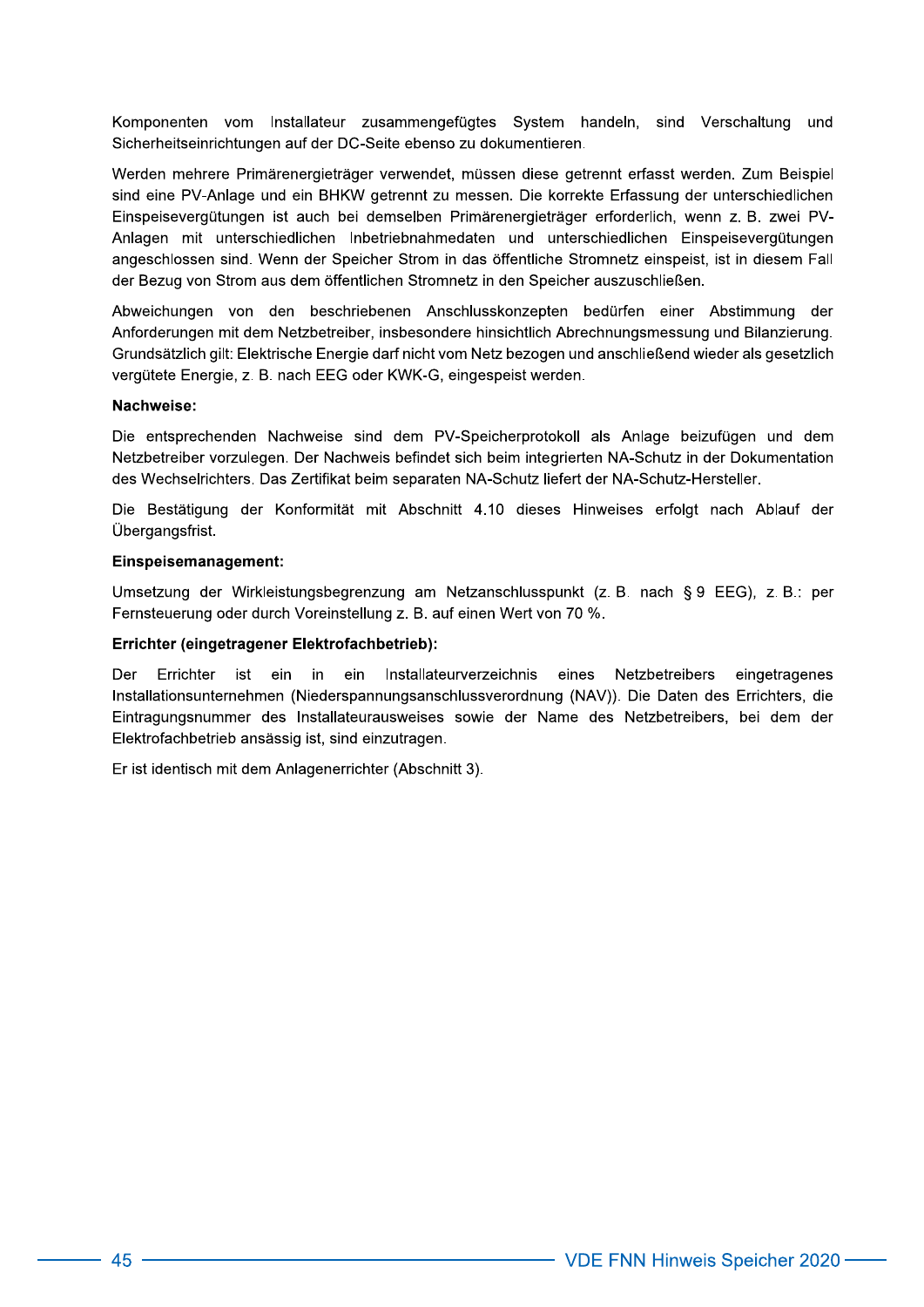Komponenten vom Installateur zusammengefügtes System handeln, sind Verschaltung und Sicherheitseinrichtungen auf der DC-Seite ebenso zu dokumentieren.

Werden mehrere Primärenergieträger verwendet, müssen diese getrennt erfasst werden. Zum Beispiel sind eine PV-Anlage und ein BHKW getrennt zu messen. Die korrekte Erfassung der unterschiedlichen Einspeisevergütungen ist auch bei demselben Primärenergieträger erforderlich, wenn z. B. zwei PV-Anlagen mit unterschiedlichen Inbetriebnahmedaten und unterschiedlichen Einspeisevergütungen angeschlossen sind. Wenn der Speicher Strom in das öffentliche Stromnetz einspeist, ist in diesem Fall der Bezug von Strom aus dem öffentlichen Stromnetz in den Speicher auszuschließen.

Abweichungen von den beschriebenen Anschlusskonzepten bedürfen einer Abstimmung der Anforderungen mit dem Netzbetreiber, insbesondere hinsichtlich Abrechnungsmessung und Bilanzierung. Grundsätzlich gilt: Elektrische Energie darf nicht vom Netz bezogen und anschließend wieder als gesetzlich vergütete Energie, z. B. nach EEG oder KWK-G, eingespeist werden.

**Nachweise:**

Die entsprechenden Nachweise sind dem PV-Speicherprotokoll als Anlage beizufügen und dem Netzbetreiber vorzulegen. Der Nachweis befindet sich beim integrierten NA-Schutz in der Dokumentation des Wechselrichters. Das Zertifikat beim separaten NA-Schutz liefert der NA-Schutz-Hersteller.

Die Bestätigung der Konformität mit Abschnitt 4.10 dieses Hinweises erfolgt nach Ablauf der Übergangsfrist.

**Einspeisemanagement:**

Umsetzung der Wirkleistungsbegrenzung am Netzanschlusspunkt (z. B. nach § 9 EEG), z. B.: per Fernsteuerung oder durch Voreinstellung z. B. auf einen Wert von 70 %.

**Errichter (eingetragener Elektrofachbetrieb):**

Der Errichter ist ein in ein Installateurverzeichnis eines Netzbetreibers eingetragenes Installationsunternehmen (Niederspannungsanschlussverordnung (NAV)). Die Daten des Errichters, die Eintragungsnummer des Installateurausweises sowie der Name des Netzbetreibers, bei dem der Elektrofachbetrieb ansässig ist, sind einzutragen.

Er ist identisch mit dem Anlagenerrichter (Abschnitt 3).